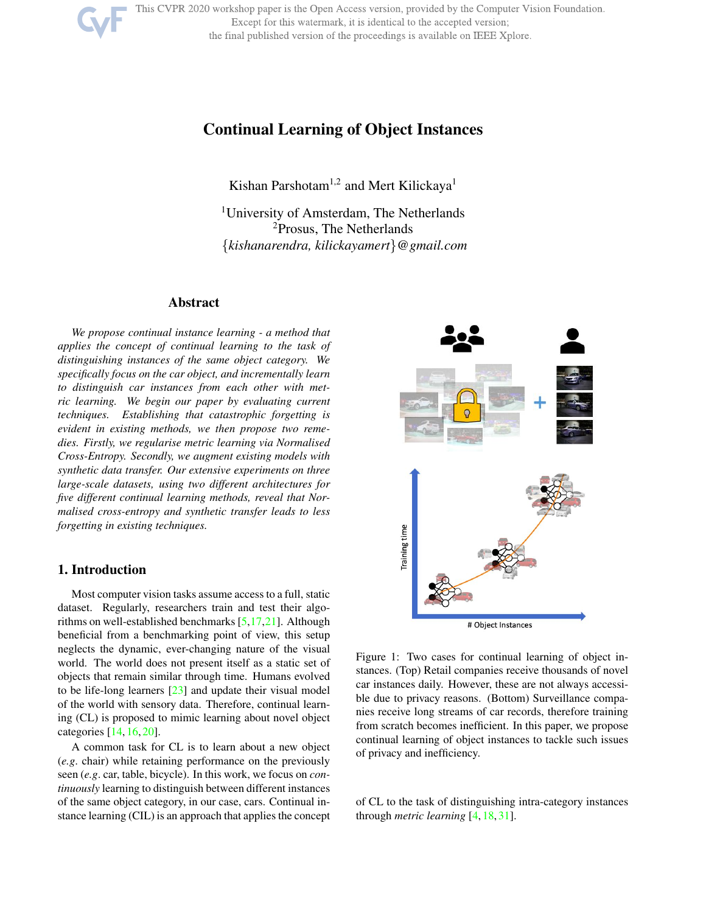# Continual Learning of Object Instances

Kishan Parshotam[1,2] and Mert Kilickaya[1]

[1]University of Amsterdam, The Netherlands
[2]Prosus, The Netherlands
{*kishanarendra, kilickayamert*}@*gmail.com*

## Abstract

*We propose continual instance learning - a method that applies the concept of continual learning to the task of distinguishing instances of the same object category. We specifically focus on the car object, and incrementally learn to distinguish car instances from each other with metric learning. We begin our paper by evaluating current techniques. Establishing that catastrophic forgetting is evident in existing methods, we then propose two remedies. Firstly, we regularise metric learning via Normalised Cross-Entropy. Secondly, we augment existing models with synthetic data transfer. Our extensive experiments on three large-scale datasets, using two different architectures for five different continual learning methods, reveal that Normalised cross-entropy and synthetic transfer leads to less forgetting in existing techniques.*

## 1. Introduction

Most computer vision tasks assume access to a full, static dataset. Regularly, researchers train and test their algorithms on well-established benchmarks [5,17,21]. Although beneficial from a benchmarking point of view, this setup neglects the dynamic, ever-changing nature of the visual world. The world does not present itself as a static set of objects that remain similar through time. Humans evolved to be life-long learners [23] and update their visual model of the world with sensory data. Therefore, continual learning (CL) is proposed to mimic learning about novel object categories [14,16,20].

A common task for CL is to learn about a new object (*e.g*. chair) while retaining performance on the previously seen (*e.g*. car, table, bicycle). In this work, we focus on *continuously* learning to distinguish between different instances of the same object category, in our case, cars. Continual instance learning (CIL) is an approach that applies the concept of CL to the task of distinguishing intra-category instances through *metric learning* [4,18,31].

Figure 1: Two cases for continual learning of object instances. (Top) Retail companies receive thousands of novel car instances daily. However, these are not always accessible due to privacy reasons. (Bottom) Surveillance companies receive long streams of car records, therefore training from scratch becomes inefficient. In this paper, we propose continual learning of object instances to tackle such issues of privacy and inefficiency.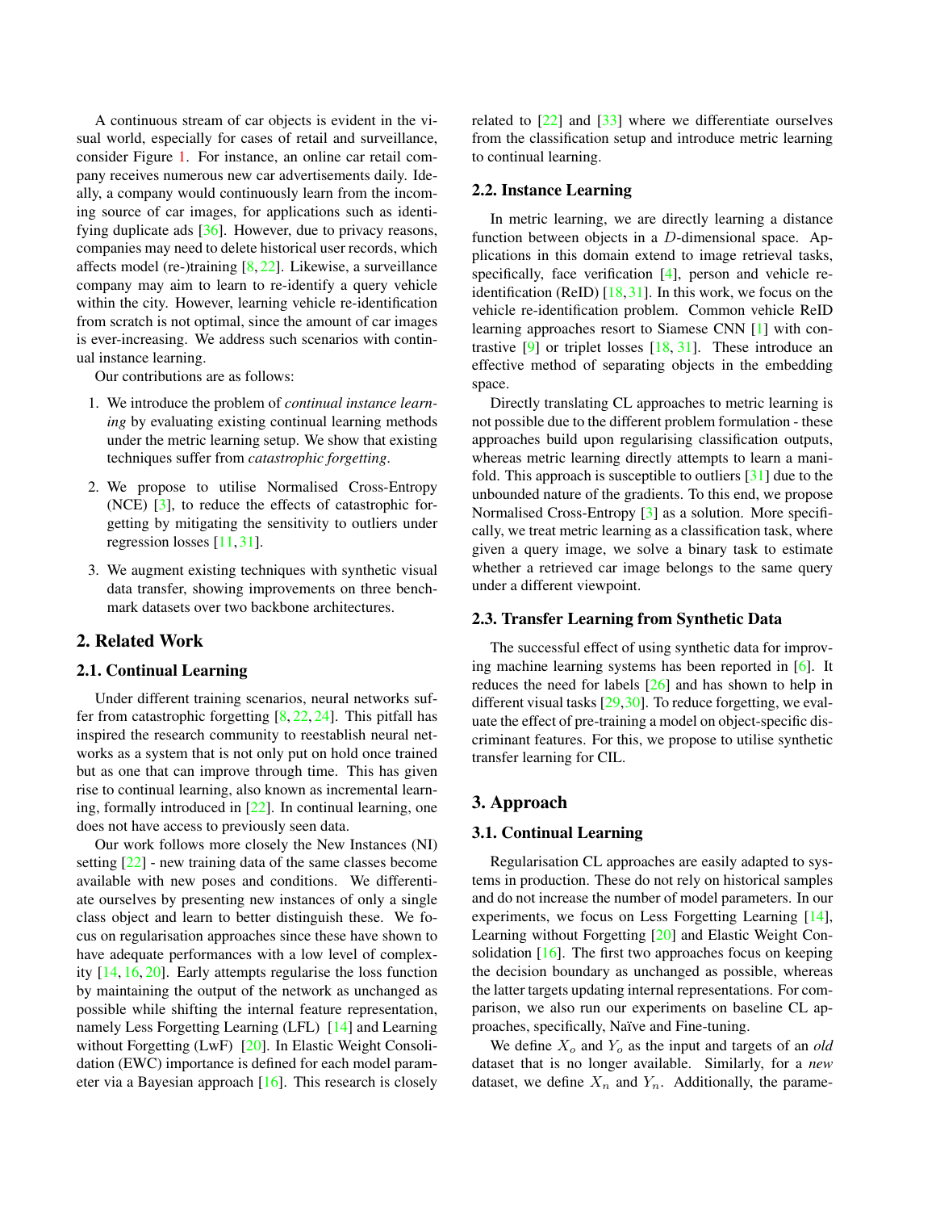A continuous stream of car objects is evident in the visual world, especially for cases of retail and surveillance, consider Figure 1. For instance, an online car retail company receives numerous new car advertisements daily. Ideally, a company would continuously learn from the incoming source of car images, for applications such as identifying duplicate ads [36]. However, due to privacy reasons, companies may need to delete historical user records, which affects model (re-)training [8, 22]. Likewise, a surveillance company may aim to learn to re-identify a query vehicle within the city. However, learning vehicle re-identification from scratch is not optimal, since the amount of car images is ever-increasing. We address such scenarios with continual instance learning.

Our contributions are as follows:

1. We introduce the problem of *continual instance learning* by evaluating existing continual learning methods under the metric learning setup. We show that existing techniques suffer from *catastrophic forgetting*.
2. We propose to utilise Normalised Cross-Entropy (NCE) [3], to reduce the effects of catastrophic forgetting by mitigating the sensitivity to outliers under regression losses [11, 31].
3. We augment existing techniques with synthetic visual data transfer, showing improvements on three benchmark datasets over two backbone architectures.

## 2. Related Work

### 2.1. Continual Learning

Under different training scenarios, neural networks suffer from catastrophic forgetting [8, 22, 24]. This pitfall has inspired the research community to reestablish neural networks as a system that is not only put on hold once trained but as one that can improve through time. This has given rise to continual learning, also known as incremental learning, formally introduced in [22]. In continual learning, one does not have access to previously seen data.

Our work follows more closely the New Instances (NI) setting [22] - new training data of the same classes become available with new poses and conditions. We differentiate ourselves by presenting new instances of only a single class object and learn to better distinguish these. We focus on regularisation approaches since these have shown to have adequate performances with a low level of complexity [14, 16, 20]. Early attempts regularise the loss function by maintaining the output of the network as unchanged as possible while shifting the internal feature representation, namely Less Forgetting Learning (LFL) [14] and Learning without Forgetting (LwF) [20]. In Elastic Weight Consolidation (EWC) importance is defined for each model parameter via a Bayesian approach [16]. This research is closely related to [22] and [33] where we differentiate ourselves from the classification setup and introduce metric learning to continual learning.

### 2.2. Instance Learning

In metric learning, we are directly learning a distance function between objects in a $D$-dimensional space. Applications in this domain extend to image retrieval tasks, specifically, face verification [4], person and vehicle re-identification (ReID) [18, 31]. In this work, we focus on the vehicle re-identification problem. Common vehicle ReID learning approaches resort to Siamese CNN [1] with contrastive [9] or triplet losses [18, 31]. These introduce an effective method of separating objects in the embedding space.

Directly translating CL approaches to metric learning is not possible due to the different problem formulation - these approaches build upon regularising classification outputs, whereas metric learning directly attempts to learn a manifold. This approach is susceptible to outliers [31] due to the unbounded nature of the gradients. To this end, we propose Normalised Cross-Entropy [3] as a solution. More specifically, we treat metric learning as a classification task, where given a query image, we solve a binary task to estimate whether a retrieved car image belongs to the same query under a different viewpoint.

### 2.3. Transfer Learning from Synthetic Data

The successful effect of using synthetic data for improving machine learning systems has been reported in [6]. It reduces the need for labels [26] and has shown to help in different visual tasks [29,30]. To reduce forgetting, we evaluate the effect of pre-training a model on object-specific discriminant features. For this, we propose to utilise synthetic transfer learning for CIL.

## 3. Approach

### 3.1. Continual Learning

Regularisation CL approaches are easily adapted to systems in production. These do not rely on historical samples and do not increase the number of model parameters. In our experiments, we focus on Less Forgetting Learning [14], Learning without Forgetting [20] and Elastic Weight Consolidation [16]. The first two approaches focus on keeping the decision boundary as unchanged as possible, whereas the latter targets updating internal representations. For comparison, we also run our experiments on baseline CL approaches, specifically, Naïve and Fine-tuning.

We define $X_o$ and $Y_o$ as the input and targets of an *old* dataset that is no longer available. Similarly, for a *new* dataset, we define $X_n$ and $Y_n$. Additionally, the parame-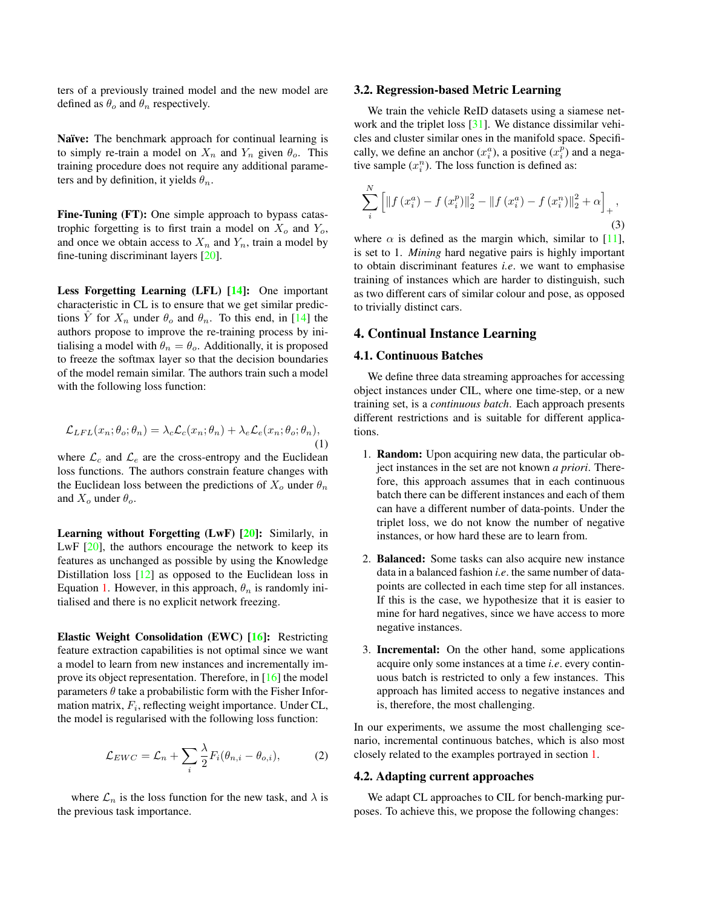ters of a previously trained model and the new model are defined as $\theta_o$ and $\theta_n$ respectively.

**Naïve:** The benchmark approach for continual learning is to simply re-train a model on $X_n$ and $Y_n$ given $\theta_o$. This training procedure does not require any additional parameters and by definition, it yields $\theta_n$.

**Fine-Tuning (FT):** One simple approach to bypass catastrophic forgetting is to first train a model on $X_o$ and $Y_o$, and once we obtain access to $X_n$ and $Y_n$, train a model by fine-tuning discriminant layers [20].

**Less Forgetting Learning (LFL) [14]:** One important characteristic in CL is to ensure that we get similar predictions $\hat{Y}$ for $X_n$ under $\theta_o$ and $\theta_n$. To this end, in [14] the authors propose to improve the re-training process by initialising a model with $\theta_n = \theta_o$. Additionally, it is proposed to freeze the softmax layer so that the decision boundaries of the model remain similar. The authors train such a model with the following loss function:

$$\mathcal{L}_{LFL}(x_n; \theta_o; \theta_n) = \lambda_c \mathcal{L}_c(x_n; \theta_n) + \lambda_e \mathcal{L}_e(x_n; \theta_o; \theta_n), \tag{1}$$

where $\mathcal{L}_c$ and $\mathcal{L}_e$ are the cross-entropy and the Euclidean loss functions. The authors constrain feature changes with the Euclidean loss between the predictions of $X_o$ under $\theta_n$ and $X_o$ under $\theta_o$.

**Learning without Forgetting (LwF) [20]:** Similarly, in LwF [20], the authors encourage the network to keep its features as unchanged as possible by using the Knowledge Distillation loss [12] as opposed to the Euclidean loss in Equation 1. However, in this approach, $\theta_n$ is randomly initialised and there is no explicit network freezing.

**Elastic Weight Consolidation (EWC) [16]:** Restricting feature extraction capabilities is not optimal since we want a model to learn from new instances and incrementally improve its object representation. Therefore, in [16] the model parameters $\theta$ take a probabilistic form with the Fisher Information matrix, $F_i$, reflecting weight importance. Under CL, the model is regularised with the following loss function:

$$\mathcal{L}_{EWC} = \mathcal{L}_n + \sum_i \frac{\lambda}{2} F_i(\theta_{n,i} - \theta_{o,i}), \tag{2}$$

where $\mathcal{L}_n$ is the loss function for the new task, and $\lambda$ is the previous task importance.

### 3.2. Regression-based Metric Learning

We train the vehicle ReID datasets using a siamese network and the triplet loss [31]. We distance dissimilar vehicles and cluster similar ones in the manifold space. Specifically, we define an anchor ($x_i^a$), a positive ($x_i^p$) and a negative sample ($x_i^n$). The loss function is defined as:

$$\sum_i^N \left[ \left\| f\left(x_i^a\right) - f\left(x_i^p\right) \right\|_2^2 - \left\| f\left(x_i^a\right) - f\left(x_i^n\right) \right\|_2^2 + \alpha \right]_+, \tag{3}$$

where $\alpha$ is defined as the margin which, similar to [11], is set to 1. *Mining* hard negative pairs is highly important to obtain discriminant features *i.e*. we want to emphasise training of instances which are harder to distinguish, such as two different cars of similar colour and pose, as opposed to trivially distinct cars.

## 4. Continual Instance Learning

### 4.1. Continuous Batches

We define three data streaming approaches for accessing object instances under CIL, where one time-step, or a new training set, is a *continuous batch*. Each approach presents different restrictions and is suitable for different applications.

1. **Random:** Upon acquiring new data, the particular object instances in the set are not known *a priori*. Therefore, this approach assumes that in each continuous batch there can be different instances and each of them can have a different number of data-points. Under the triplet loss, we do not know the number of negative instances, or how hard these are to learn from.
2. **Balanced:** Some tasks can also acquire new instance data in a balanced fashion *i.e*. the same number of data-points are collected in each time step for all instances. If this is the case, we hypothesize that it is easier to mine for hard negatives, since we have access to more negative instances.
3. **Incremental:** On the other hand, some applications acquire only some instances at a time *i.e*. every continuous batch is restricted to only a few instances. This approach has limited access to negative instances and is, therefore, the most challenging.

In our experiments, we assume the most challenging scenario, incremental continuous batches, which is also most closely related to the examples portrayed in section 1.

### 4.2. Adapting current approaches

We adapt CL approaches to CIL for bench-marking purposes. To achieve this, we propose the following changes: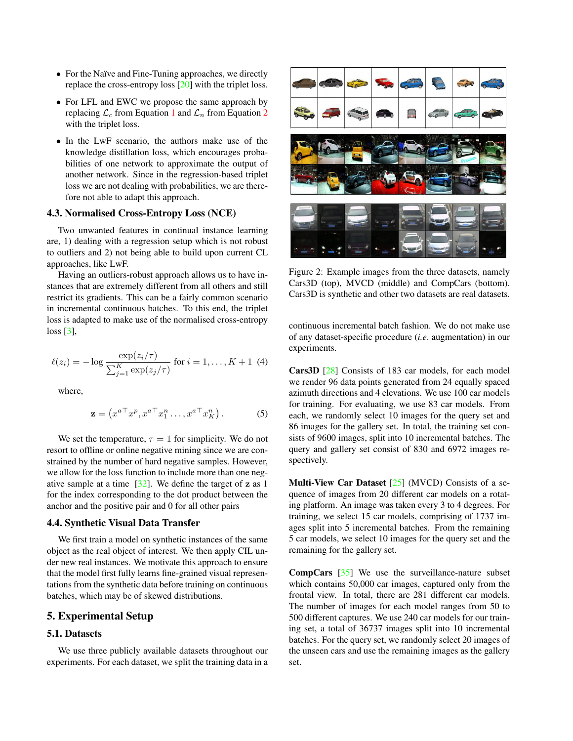- For the Naïve and Fine-Tuning approaches, we directly replace the cross-entropy loss [20] with the triplet loss.
- For LFL and EWC we propose the same approach by replacing $\mathcal{L}_c$ from Equation 1 and $\mathcal{L}_n$ from Equation 2 with the triplet loss.
- In the LwF scenario, the authors make use of the knowledge distillation loss, which encourages probabilities of one network to approximate the output of another network. Since in the regression-based triplet loss we are not dealing with probabilities, we are therefore not able to adapt this approach.

### 4.3. Normalised Cross-Entropy Loss (NCE)

Two unwanted features in continual instance learning are, 1) dealing with a regression setup which is not robust to outliers and 2) not being able to build upon current CL approaches, like LwF.

Having an outliers-robust approach allows us to have instances that are extremely different from all others and still restrict its gradients. This can be a fairly common scenario in incremental continuous batches. To this end, the triplet loss is adapted to make use of the normalised cross-entropy loss [3],

$$\ell(z_i) = -\log \frac{\exp(z_i/\tau)}{\sum_{j=1}^{K} \exp(z_j/\tau)} \text{ for } i = 1, \ldots, K+1 \quad (4)$$

where,

$$\mathbf{z} = \left( x^{a\top} x^p, x^{a\top} x_1^n \ldots, x^{a\top} x_K^n \right). \quad (5)$$

We set the temperature, $\tau = 1$ for simplicity. We do not resort to offline or online negative mining since we are constrained by the number of hard negative samples. However, we allow for the loss function to include more than one negative sample at a time [32]. We define the target of $\mathbf{z}$ as 1 for the index corresponding to the dot product between the anchor and the positive pair and 0 for all other pairs

### 4.4. Synthetic Visual Data Transfer

We first train a model on synthetic instances of the same object as the real object of interest. We then apply CIL under new real instances. We motivate this approach to ensure that the model first fully learns fine-grained visual representations from the synthetic data before training on continuous batches, which may be of skewed distributions.

## 5. Experimental Setup

### 5.1. Datasets

We use three publicly available datasets throughout our experiments. For each dataset, we split the training data in a continuous incremental batch fashion. We do not make use of any dataset-specific procedure (*i.e.* augmentation) in our experiments.

Figure 2: Example images from the three datasets, namely Cars3D (top), MVCD (middle) and CompCars (bottom). Cars3D is synthetic and other two datasets are real datasets.

**Cars3D** [28] Consists of 183 car models, for each model we render 96 data points generated from 24 equally spaced azimuth directions and 4 elevations. We use 100 car models for training. For evaluating, we use 83 car models. From each, we randomly select 10 images for the query set and 86 images for the gallery set. In total, the training set consists of 9600 images, split into 10 incremental batches. The query and gallery set consist of 830 and 6972 images respectively.

**Multi-View Car Dataset** [25] (MVCD) Consists of a sequence of images from 20 different car models on a rotating platform. An image was taken every 3 to 4 degrees. For training, we select 15 car models, comprising of 1737 images split into 5 incremental batches. From the remaining 5 car models, we select 10 images for the query set and the remaining for the gallery set.

**CompCars** [35] We use the surveillance-nature subset which contains 50,000 car images, captured only from the frontal view. In total, there are 281 different car models. The number of images for each model ranges from 50 to 500 different captures. We use 240 car models for our training set, a total of 36737 images split into 10 incremental batches. For the query set, we randomly select 20 images of the unseen cars and use the remaining images as the gallery set.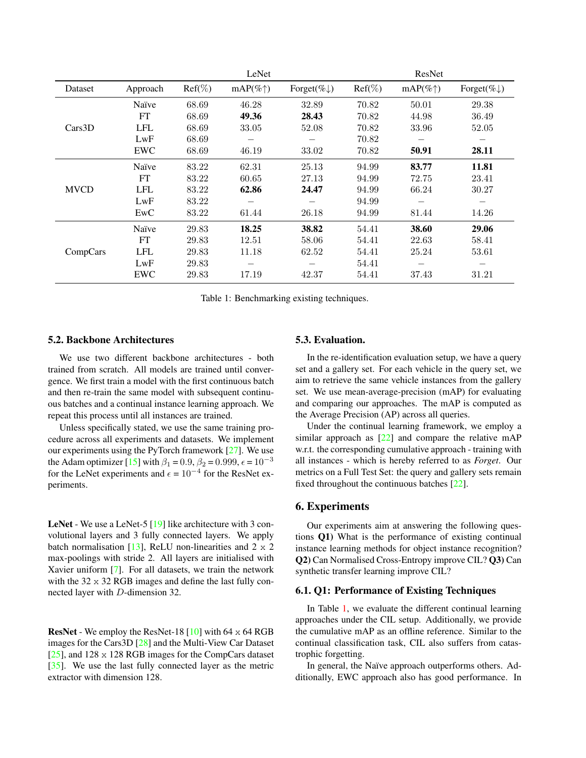| | | LeNet | | | ResNet | | |
|---|---|---|---|---|---|---|---|
| Dataset | Approach | Ref(%) | mAP(%↑) | Forget(%↓) | Ref(%) | mAP(%↑) | Forget(%↓) |
| Cars3D | Naïve | 68.69 | 46.28 | 32.89 | 70.82 | 50.01 | 29.38 |
| | FT | 68.69 | **49.36** | **28.43** | 70.82 | 44.98 | 36.49 |
| | LFL | 68.69 | 33.05 | 52.08 | 70.82 | 33.96 | 52.05 |
| | LwF | 68.69 | – | – | 70.82 | – | – |
| | EWC | 68.69 | 46.19 | 33.02 | 70.82 | **50.91** | **28.11** |
| MVCD | Naïve | 83.22 | 62.31 | 25.13 | 94.99 | **83.77** | **11.81** |
| | FT | 83.22 | 60.65 | 27.13 | 94.99 | 72.75 | 23.41 |
| | LFL | 83.22 | **62.86** | **24.47** | 94.99 | 66.24 | 30.27 |
| | LwF | 83.22 | – | – | 94.99 | – | – |
| | EwC | 83.22 | 61.44 | 26.18 | 94.99 | 81.44 | 14.26 |
| CompCars | Naïve | 29.83 | **18.25** | **38.82** | 54.41 | **38.60** | **29.06** |
| | FT | 29.83 | 12.51 | 58.06 | 54.41 | 22.63 | 58.41 |
| | LFL | 29.83 | 11.18 | 62.52 | 54.41 | 25.24 | 53.61 |
| | LwF | 29.83 | – | – | 54.41 | – | – |
| | EWC | 29.83 | 17.19 | 42.37 | 54.41 | 37.43 | 31.21 |

Table 1: Benchmarking existing techniques.

## 5.2. Backbone Architectures

We use two different backbone architectures - both trained from scratch. All models are trained until convergence. We first train a model with the first continuous batch and then re-train the same model with subsequent continuous batches and a continual instance learning approach. We repeat this process until all instances are trained.

Unless specifically stated, we use the same training procedure across all experiments and datasets. We implement our experiments using the PyTorch framework [27]. We use the Adam optimizer [15] with $\beta_1 = 0.9$, $\beta_2 = 0.999$, $\epsilon = 10^{-3}$ for the LeNet experiments and $\epsilon = 10^{-4}$ for the ResNet experiments.

**LeNet** - We use a LeNet-5 [19] like architecture with 3 convolutional layers and 3 fully connected layers. We apply batch normalisation [13], ReLU non-linearities and 2 x 2 max-poolings with stride 2. All layers are initialised with Xavier uniform [7]. For all datasets, we train the network with the 32 x 32 RGB images and define the last fully connected layer with $D$-dimension 32.

**ResNet** - We employ the ResNet-18 [10] with 64 x 64 RGB images for the Cars3D [28] and the Multi-View Car Dataset [25], and 128 x 128 RGB images for the CompCars dataset [35]. We use the last fully connected layer as the metric extractor with dimension 128.

## 5.3. Evaluation.

In the re-identification evaluation setup, we have a query set and a gallery set. For each vehicle in the query set, we aim to retrieve the same vehicle instances from the gallery set. We use mean-average-precision (mAP) for evaluating and comparing our approaches. The mAP is computed as the Average Precision (AP) across all queries.

Under the continual learning framework, we employ a similar approach as [22] and compare the relative mAP w.r.t. the corresponding cumulative approach - training with all instances - which is hereby referred to as *Forget*. Our metrics on a Full Test Set: the query and gallery sets remain fixed throughout the continuous batches [22].

# 6. Experiments

Our experiments aim at answering the following questions **Q1)** What is the performance of existing continual instance learning methods for object instance recognition? **Q2)** Can Normalised Cross-Entropy improve CIL? **Q3)** Can synthetic transfer learning improve CIL?

## 6.1. Q1: Performance of Existing Techniques

In Table 1, we evaluate the different continual learning approaches under the CIL setup. Additionally, we provide the cumulative mAP as an offline reference. Similar to the continual classification task, CIL also suffers from catastrophic forgetting.

In general, the Naïve approach outperforms others. Additionally, EWC approach also has good performance. In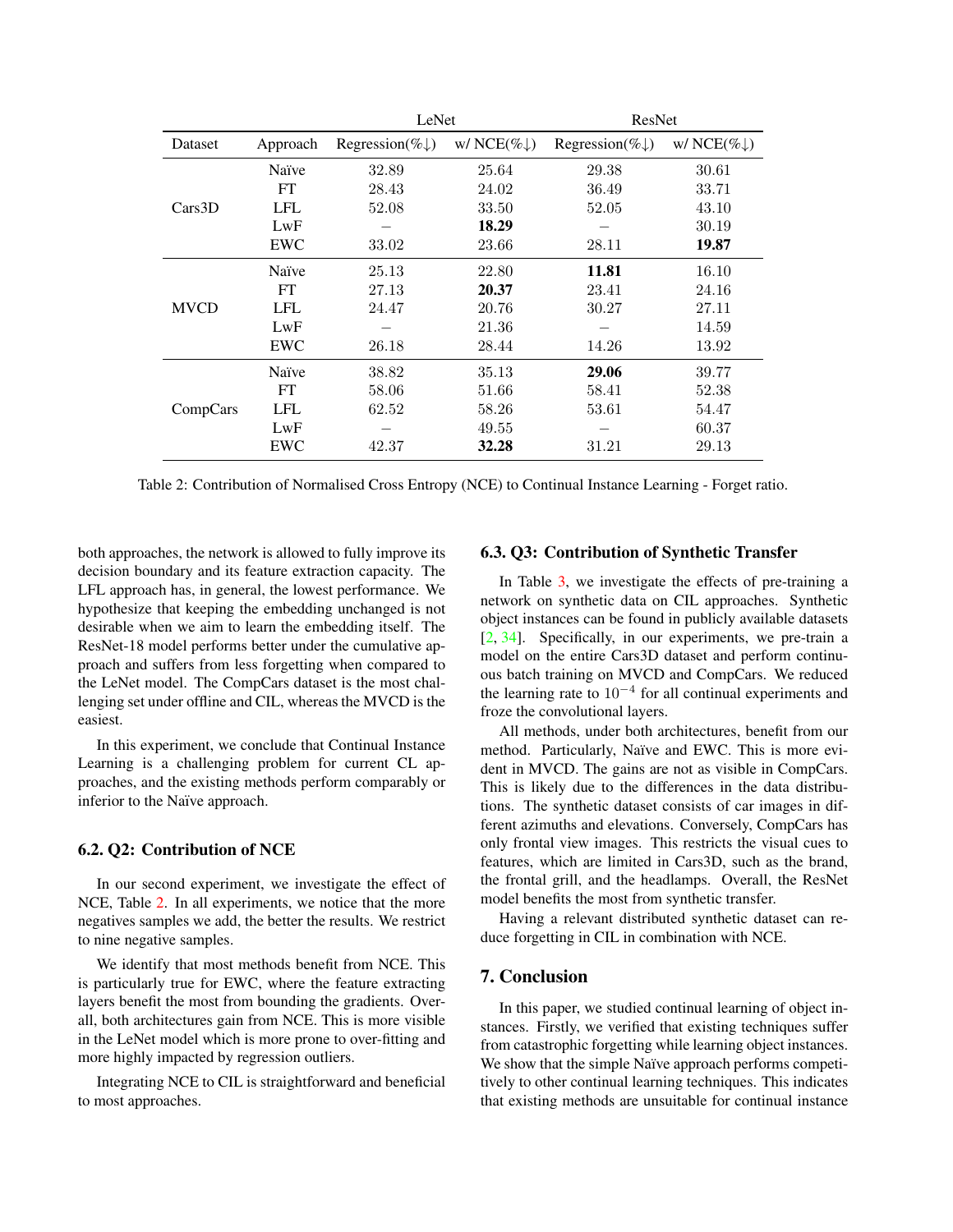| | | LeNet | | ResNet | |
|---|---|---|---|---|---|
| Dataset | Approach | Regression(%↓) | w/ NCE(%↓) | Regression(%↓) | w/ NCE(%↓) |
| Cars3D | Naïve | 32.89 | 25.64 | 29.38 | 30.61 |
| | FT | 28.43 | 24.02 | 36.49 | 33.71 |
| | LFL | 52.08 | 33.50 | 52.05 | 43.10 |
| | LwF | – | **18.29** | – | 30.19 |
| | EWC | 33.02 | 23.66 | 28.11 | **19.87** |
| MVCD | Naïve | 25.13 | 22.80 | **11.81** | 16.10 |
| | FT | 27.13 | **20.37** | 23.41 | 24.16 |
| | LFL | 24.47 | 20.76 | 30.27 | 27.11 |
| | LwF | – | 21.36 | – | 14.59 |
| | EWC | 26.18 | 28.44 | 14.26 | 13.92 |
| CompCars | Naïve | 38.82 | 35.13 | **29.06** | 39.77 |
| | FT | 58.06 | 51.66 | 58.41 | 52.38 |
| | LFL | 62.52 | 58.26 | 53.61 | 54.47 |
| | LwF | – | 49.55 | – | 60.37 |
| | EWC | 42.37 | **32.28** | 31.21 | 29.13 |

Table 2: Contribution of Normalised Cross Entropy (NCE) to Continual Instance Learning - Forget ratio.

both approaches, the network is allowed to fully improve its decision boundary and its feature extraction capacity. The LFL approach has, in general, the lowest performance. We hypothesize that keeping the embedding unchanged is not desirable when we aim to learn the embedding itself. The ResNet-18 model performs better under the cumulative approach and suffers from less forgetting when compared to the LeNet model. The CompCars dataset is the most challenging set under offline and CIL, whereas the MVCD is the easiest.

In this experiment, we conclude that Continual Instance Learning is a challenging problem for current CL approaches, and the existing methods perform comparably or inferior to the Naïve approach.

### 6.2. Q2: Contribution of NCE

In our second experiment, we investigate the effect of NCE, Table 2. In all experiments, we notice that the more negatives samples we add, the better the results. We restrict to nine negative samples.

We identify that most methods benefit from NCE. This is particularly true for EWC, where the feature extracting layers benefit the most from bounding the gradients. Overall, both architectures gain from NCE. This is more visible in the LeNet model which is more prone to over-fitting and more highly impacted by regression outliers.

Integrating NCE to CIL is straightforward and beneficial to most approaches.

### 6.3. Q3: Contribution of Synthetic Transfer

In Table 3, we investigate the effects of pre-training a network on synthetic data on CIL approaches. Synthetic object instances can be found in publicly available datasets [2, 34]. Specifically, in our experiments, we pre-train a model on the entire Cars3D dataset and perform continuous batch training on MVCD and CompCars. We reduced the learning rate to $10^{-4}$ for all continual experiments and froze the convolutional layers.

All methods, under both architectures, benefit from our method. Particularly, Naïve and EWC. This is more evident in MVCD. The gains are not as visible in CompCars. This is likely due to the differences in the data distributions. The synthetic dataset consists of car images in different azimuths and elevations. Conversely, CompCars has only frontal view images. This restricts the visual cues to features, which are limited in Cars3D, such as the brand, the frontal grill, and the headlamps. Overall, the ResNet model benefits the most from synthetic transfer.

Having a relevant distributed synthetic dataset can reduce forgetting in CIL in combination with NCE.

## 7. Conclusion

In this paper, we studied continual learning of object instances. Firstly, we verified that existing techniques suffer from catastrophic forgetting while learning object instances. We show that the simple Naïve approach performs competitively to other continual learning techniques. This indicates that existing methods are unsuitable for continual instance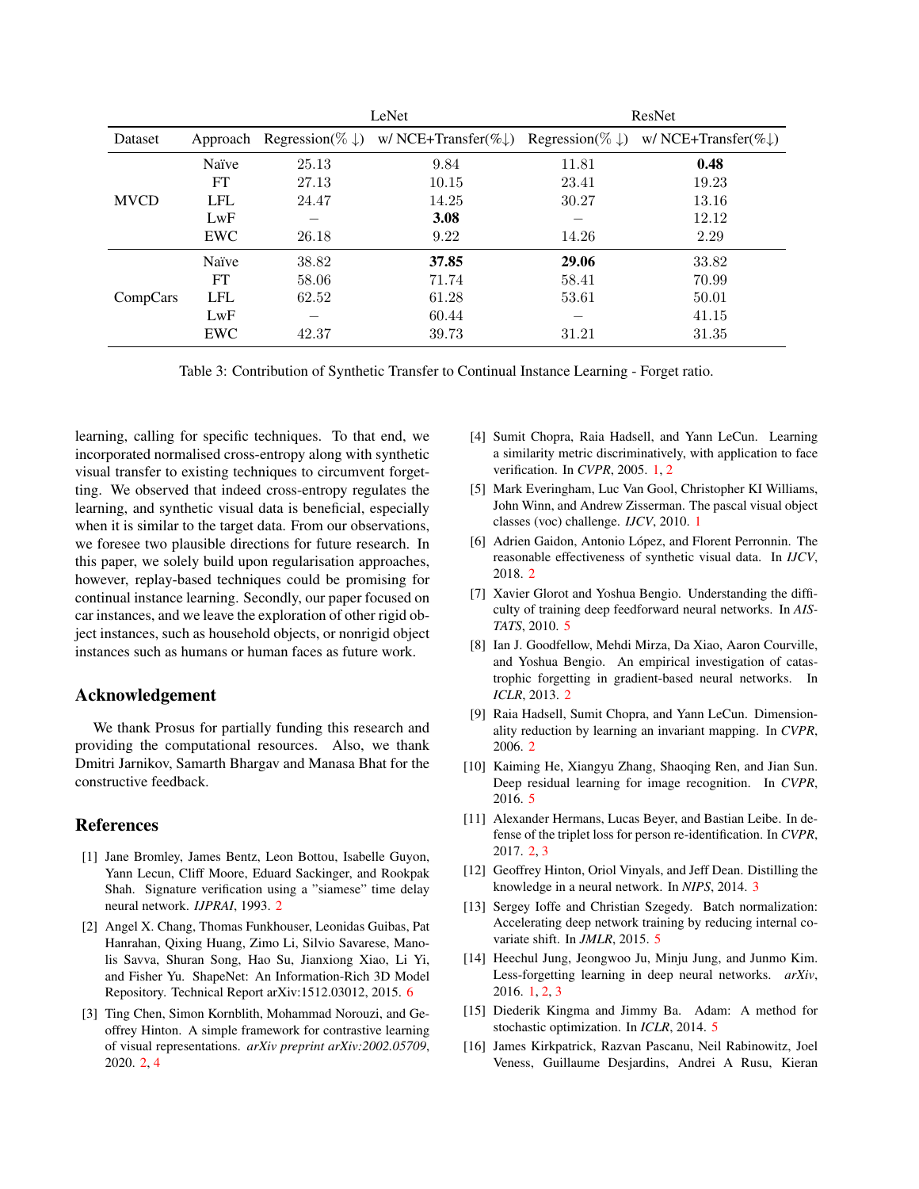| | | LeNet | | ResNet | |
|---|---|---|---|---|---|
| Dataset | Approach | Regression(% ↓) | w/ NCE+Transfer(%↓) | Regression(% ↓) | w/ NCE+Transfer(%↓) |
| MVCD | Naïve | 25.13 | 9.84 | 11.81 | **0.48** |
| | FT | 27.13 | 10.15 | 23.41 | 19.23 |
| | LFL | 24.47 | 14.25 | 30.27 | 13.16 |
| | LwF | – | **3.08** | – | 12.12 |
| | EWC | 26.18 | 9.22 | 14.26 | 2.29 |
| CompCars | Naïve | 38.82 | **37.85** | **29.06** | 33.82 |
| | FT | 58.06 | 71.74 | 58.41 | 70.99 |
| | LFL | 62.52 | 61.28 | 53.61 | 50.01 |
| | LwF | – | 60.44 | – | 41.15 |
| | EWC | 42.37 | 39.73 | 31.21 | 31.35 |

Table 3: Contribution of Synthetic Transfer to Continual Instance Learning - Forget ratio.

learning, calling for specific techniques. To that end, we incorporated normalised cross-entropy along with synthetic visual transfer to existing techniques to circumvent forgetting. We observed that indeed cross-entropy regulates the learning, and synthetic visual data is beneficial, especially when it is similar to the target data. From our observations, we foresee two plausible directions for future research. In this paper, we solely build upon regularisation approaches, however, replay-based techniques could be promising for continual instance learning. Secondly, our paper focused on car instances, and we leave the exploration of other rigid object instances, such as household objects, or nonrigid object instances such as humans or human faces as future work.

## Acknowledgement

We thank Prosus for partially funding this research and providing the computational resources. Also, we thank Dmitri Jarnikov, Samarth Bhargav and Manasa Bhat for the constructive feedback.

## References

[1] Jane Bromley, James Bentz, Leon Bottou, Isabelle Guyon, Yann Lecun, Cliff Moore, Eduard Sackinger, and Rookpak Shah. Signature verification using a "siamese" time delay neural network. *IJPRAI*, 1993. 2

[2] Angel X. Chang, Thomas Funkhouser, Leonidas Guibas, Pat Hanrahan, Qixing Huang, Zimo Li, Silvio Savarese, Manolis Savva, Shuran Song, Hao Su, Jianxiong Xiao, Li Yi, and Fisher Yu. ShapeNet: An Information-Rich 3D Model Repository. Technical Report arXiv:1512.03012, 2015. 6

[3] Ting Chen, Simon Kornblith, Mohammad Norouzi, and Geoffrey Hinton. A simple framework for contrastive learning of visual representations. *arXiv preprint arXiv:2002.05709*, 2020. 2, 4

[4] Sumit Chopra, Raia Hadsell, and Yann LeCun. Learning a similarity metric discriminatively, with application to face verification. In *CVPR*, 2005. 1, 2

[5] Mark Everingham, Luc Van Gool, Christopher KI Williams, John Winn, and Andrew Zisserman. The pascal visual object classes (voc) challenge. *IJCV*, 2010. 1

[6] Adrien Gaidon, Antonio López, and Florent Perronnin. The reasonable effectiveness of synthetic visual data. In *IJCV*, 2018. 2

[7] Xavier Glorot and Yoshua Bengio. Understanding the difficulty of training deep feedforward neural networks. In *AISTATS*, 2010. 5

[8] Ian J. Goodfellow, Mehdi Mirza, Da Xiao, Aaron Courville, and Yoshua Bengio. An empirical investigation of catastrophic forgetting in gradient-based neural networks. In *ICLR*, 2013. 2

[9] Raia Hadsell, Sumit Chopra, and Yann LeCun. Dimensionality reduction by learning an invariant mapping. In *CVPR*, 2006. 2

[10] Kaiming He, Xiangyu Zhang, Shaoqing Ren, and Jian Sun. Deep residual learning for image recognition. In *CVPR*, 2016. 5

[11] Alexander Hermans, Lucas Beyer, and Bastian Leibe. In defense of the triplet loss for person re-identification. In *CVPR*, 2017. 2, 3

[12] Geoffrey Hinton, Oriol Vinyals, and Jeff Dean. Distilling the knowledge in a neural network. In *NIPS*, 2014. 3

[13] Sergey Ioffe and Christian Szegedy. Batch normalization: Accelerating deep network training by reducing internal covariate shift. In *JMLR*, 2015. 5

[14] Heechul Jung, Jeongwoo Ju, Minju Jung, and Junmo Kim. Less-forgetting learning in deep neural networks. *arXiv*, 2016. 1, 2, 3

[15] Diederik Kingma and Jimmy Ba. Adam: A method for stochastic optimization. In *ICLR*, 2014. 5

[16] James Kirkpatrick, Razvan Pascanu, Neil Rabinowitz, Joel Veness, Guillaume Desjardins, Andrei A Rusu, Kieran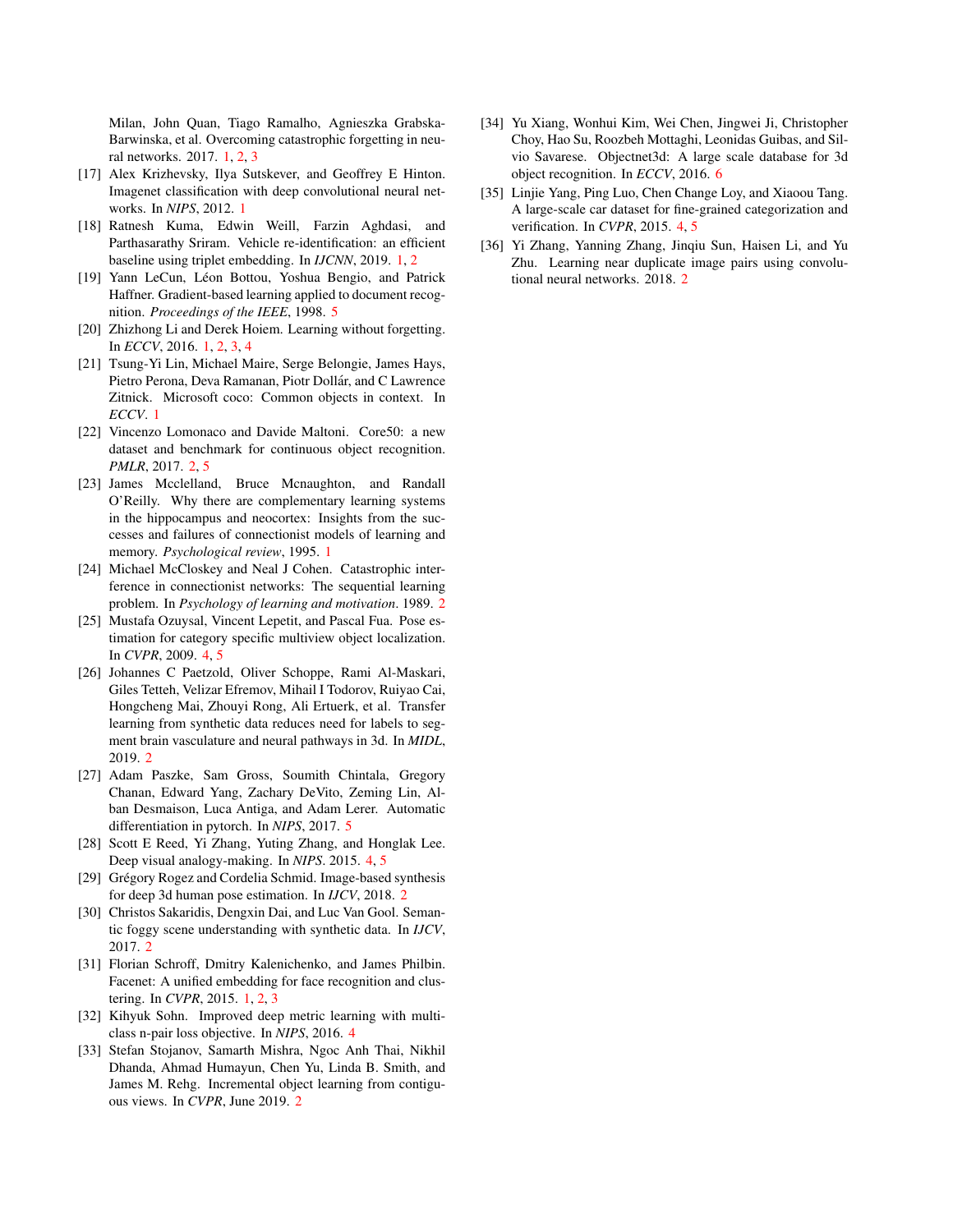Milan, John Quan, Tiago Ramalho, Agnieszka Grabska-Barwinska, et al. Overcoming catastrophic forgetting in neural networks. 2017. 1, 2, 3

[17] Alex Krizhevsky, Ilya Sutskever, and Geoffrey E Hinton. Imagenet classification with deep convolutional neural networks. In *NIPS*, 2012. 1

[18] Ratnesh Kuma, Edwin Weill, Farzin Aghdasi, and Parthasarathy Sriram. Vehicle re-identification: an efficient baseline using triplet embedding. In *IJCNN*, 2019. 1, 2

[19] Yann LeCun, Léon Bottou, Yoshua Bengio, and Patrick Haffner. Gradient-based learning applied to document recognition. *Proceedings of the IEEE*, 1998. 5

[20] Zhizhong Li and Derek Hoiem. Learning without forgetting. In *ECCV*, 2016. 1, 2, 3, 4

[21] Tsung-Yi Lin, Michael Maire, Serge Belongie, James Hays, Pietro Perona, Deva Ramanan, Piotr Dollár, and C Lawrence Zitnick. Microsoft coco: Common objects in context. In *ECCV*. 1

[22] Vincenzo Lomonaco and Davide Maltoni. Core50: a new dataset and benchmark for continuous object recognition. *PMLR*, 2017. 2, 5

[23] James Mcclelland, Bruce Mcnaughton, and Randall O'Reilly. Why there are complementary learning systems in the hippocampus and neocortex: Insights from the successes and failures of connectionist models of learning and memory. *Psychological review*, 1995. 1

[24] Michael McCloskey and Neal J Cohen. Catastrophic interference in connectionist networks: The sequential learning problem. In *Psychology of learning and motivation*. 1989. 2

[25] Mustafa Ozuysal, Vincent Lepetit, and Pascal Fua. Pose estimation for category specific multiview object localization. In *CVPR*, 2009. 4, 5

[26] Johannes C Paetzold, Oliver Schoppe, Rami Al-Maskari, Giles Tetteh, Velizar Efremov, Mihail I Todorov, Ruiyao Cai, Hongcheng Mai, Zhouyi Rong, Ali Ertuerk, et al. Transfer learning from synthetic data reduces need for labels to segment brain vasculature and neural pathways in 3d. In *MIDL*, 2019. 2

[27] Adam Paszke, Sam Gross, Soumith Chintala, Gregory Chanan, Edward Yang, Zachary DeVito, Zeming Lin, Alban Desmaison, Luca Antiga, and Adam Lerer. Automatic differentiation in pytorch. In *NIPS*, 2017. 5

[28] Scott E Reed, Yi Zhang, Yuting Zhang, and Honglak Lee. Deep visual analogy-making. In *NIPS*. 2015. 4, 5

[29] Grégory Rogez and Cordelia Schmid. Image-based synthesis for deep 3d human pose estimation. In *IJCV*, 2018. 2

[30] Christos Sakaridis, Dengxin Dai, and Luc Van Gool. Semantic foggy scene understanding with synthetic data. In *IJCV*, 2017. 2

[31] Florian Schroff, Dmitry Kalenichenko, and James Philbin. Facenet: A unified embedding for face recognition and clustering. In *CVPR*, 2015. 1, 2, 3

[32] Kihyuk Sohn. Improved deep metric learning with multi-class n-pair loss objective. In *NIPS*, 2016. 4

[33] Stefan Stojanov, Samarth Mishra, Ngoc Anh Thai, Nikhil Dhanda, Ahmad Humayun, Chen Yu, Linda B. Smith, and James M. Rehg. Incremental object learning from contiguous views. In *CVPR*, June 2019. 2

[34] Yu Xiang, Wonhui Kim, Wei Chen, Jingwei Ji, Christopher Choy, Hao Su, Roozbeh Mottaghi, Leonidas Guibas, and Silvio Savarese. Objectnet3d: A large scale database for 3d object recognition. In *ECCV*, 2016. 6

[35] Linjie Yang, Ping Luo, Chen Change Loy, and Xiaoou Tang. A large-scale car dataset for fine-grained categorization and verification. In *CVPR*, 2015. 4, 5

[36] Yi Zhang, Yanning Zhang, Jinqiu Sun, Haisen Li, and Yu Zhu. Learning near duplicate image pairs using convolutional neural networks. 2018. 2